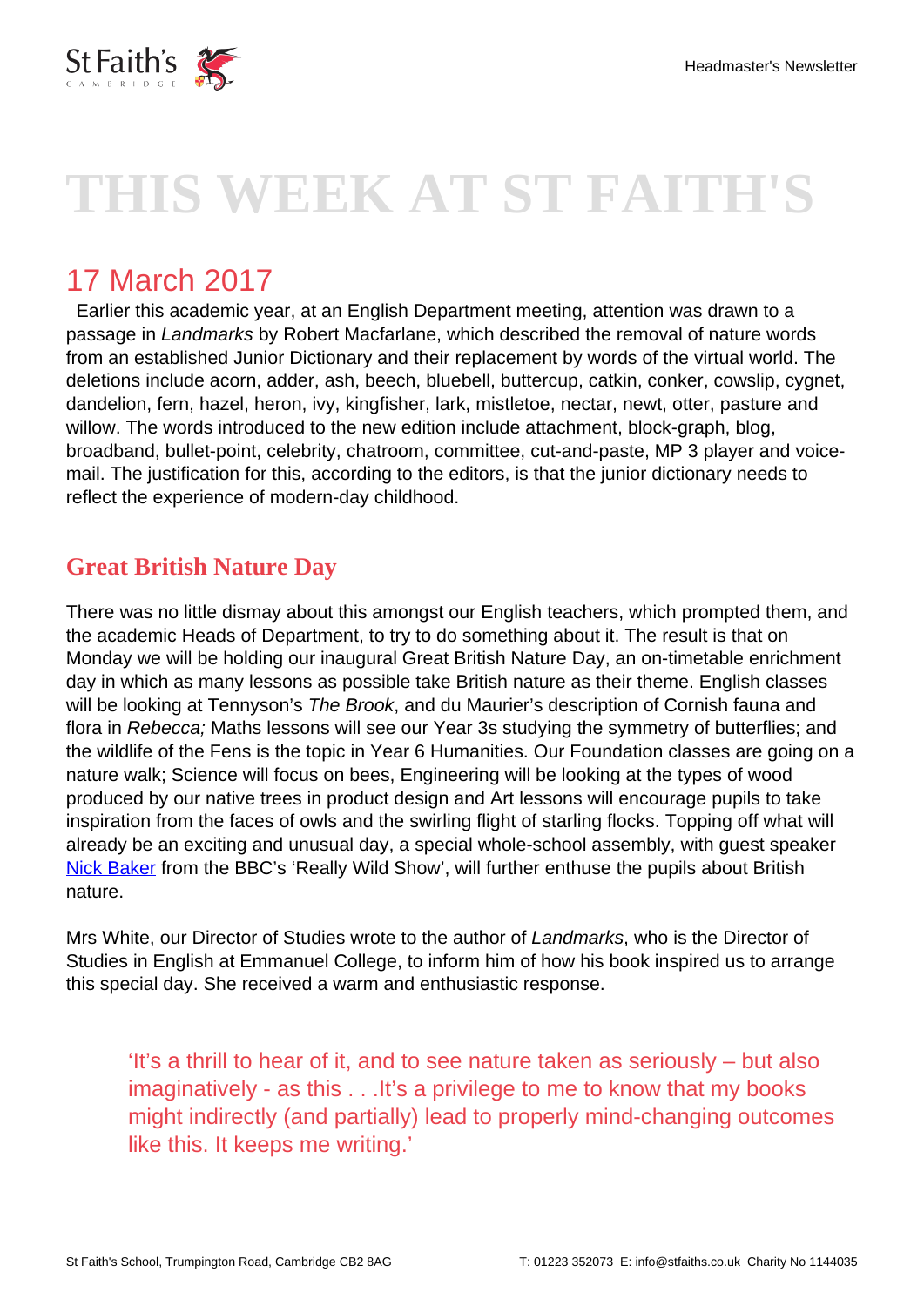# THIS WEEK AT ST FAITH'S

## 17 March 2017

Earlier this academic year, at an English Department meeting, attention was drawn to a passage in *Landmarks* by Robert Macfarlane, which described the removal of nature words from an established Junior Dictionary and their replacement by words of the virtual world. The deletions include acorn, adder, ash, beech, bluebell, buttercup, catkin, conker, cowslip, cygnet, dandelion, fern, hazel, heron, ivy, kingfisher, lark, mistletoe, nectar, newt, otter, pasture and willow. The words introduced to the new edition include attachment, block-graph, blog, broadband, bullet-point, celebrity, chatroom, committee, cut-and-paste, MP 3 player and voice-mail. The justification for this, according to the editors, is that the junior dictionary needs to reflect the experience of modern-day childhood.

### Great British Nature Day

There was no little dismay about this amongst our English teachers, which prompted them, and the academic Heads of Department, to try to do something about it. The result is that on Monday we will be holding our inaugural Great British Nature Day, an on-timetable enrichment day in which as many lessons as possible take British nature as their theme. English classes will be looking at Tennyson's *The Brook*, and du Maurier's description of Cornish fauna and flora in *Rebecca;* Maths lessons will see our Year 3s studying the symmetry of butterflies; and the wildlife of the Fens is the topic in Year 6 Humanities. Our Foundation classes are going on a nature walk; Science will focus on bees, Engineering will be looking at the types of wood produced by our native trees in product design and Art lessons will encourage pupils to take inspiration from the faces of owls and the swirling flight of starling flocks. Topping off what will already be an exciting and unusual day, a special whole-school assembly, with guest speaker Nick Baker from the BBC's 'Really Wild Show', will further enthuse the pupils about British nature.

Mrs White, our Director of Studies wrote to the author of *Landmarks*, who is the Director of Studies in English at Emmanuel College, to inform him of how his book inspired us to arrange this special day. She received a warm and enthusiastic response.

> 'It's a thrill to hear of it, and to see nature taken as seriously – but also imaginatively - as this . . .It's a privilege to me to know that my books might indirectly (and partially) lead to properly mind-changing outcomes like this. It keeps me writing.'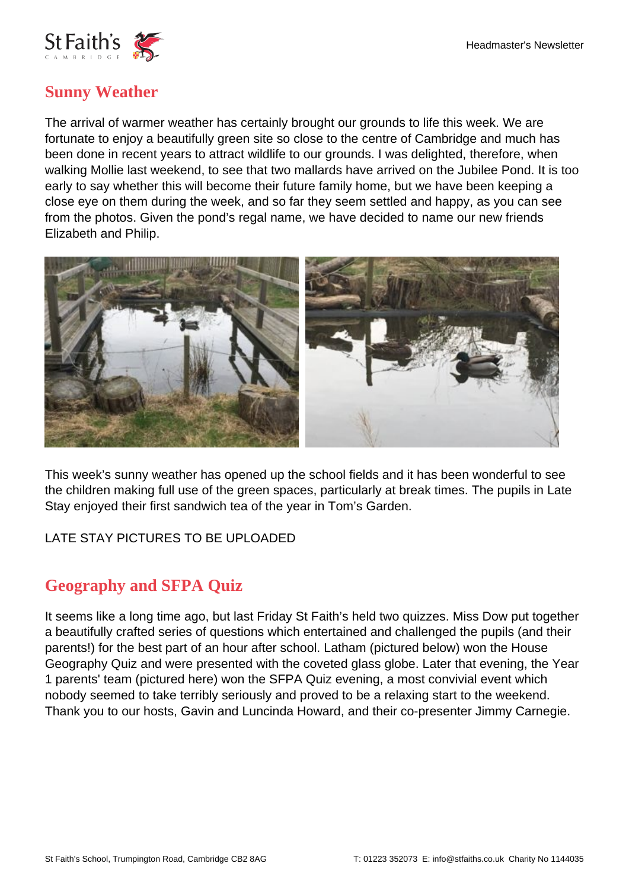## Sunny Weather

The arrival of warmer weather has certainly brought our grounds to life this week. We are fortunate to enjoy a beautifully green site so close to the centre of Cambridge and much has been done in recent years to attract wildlife to our grounds. I was delighted, therefore, when walking Mollie last weekend, to see that two mallards have arrived on the Jubilee Pond. It is too early to say whether this will become their future family home, but we have been keeping a close eye on them during the week, and so far they seem settled and happy, as you can see from the photos. Given the pond's regal name, we have decided to name our new friends Elizabeth and Philip.

This week's sunny weather has opened up the school fields and it has been wonderful to see the children making full use of the green spaces, particularly at break times. The pupils in Late Stay enjoyed their first sandwich tea of the year in Tom's Garden.

LATE STAY PICTURES TO BE UPLOADED

## Geography and SFPA Quiz

It seems like a long time ago, but last Friday St Faith's held two quizzes. Miss Dow put together a beautifully crafted series of questions which entertained and challenged the pupils (and their parents!) for the best part of an hour after school. Latham (pictured below) won the House Geography Quiz and were presented with the coveted glass globe. Later that evening, the Year 1 parents' team (pictured here) won the SFPA Quiz evening, a most convivial event which nobody seemed to take terribly seriously and proved to be a relaxing start to the weekend. Thank you to our hosts, Gavin and Luncinda Howard, and their co-presenter Jimmy Carnegie.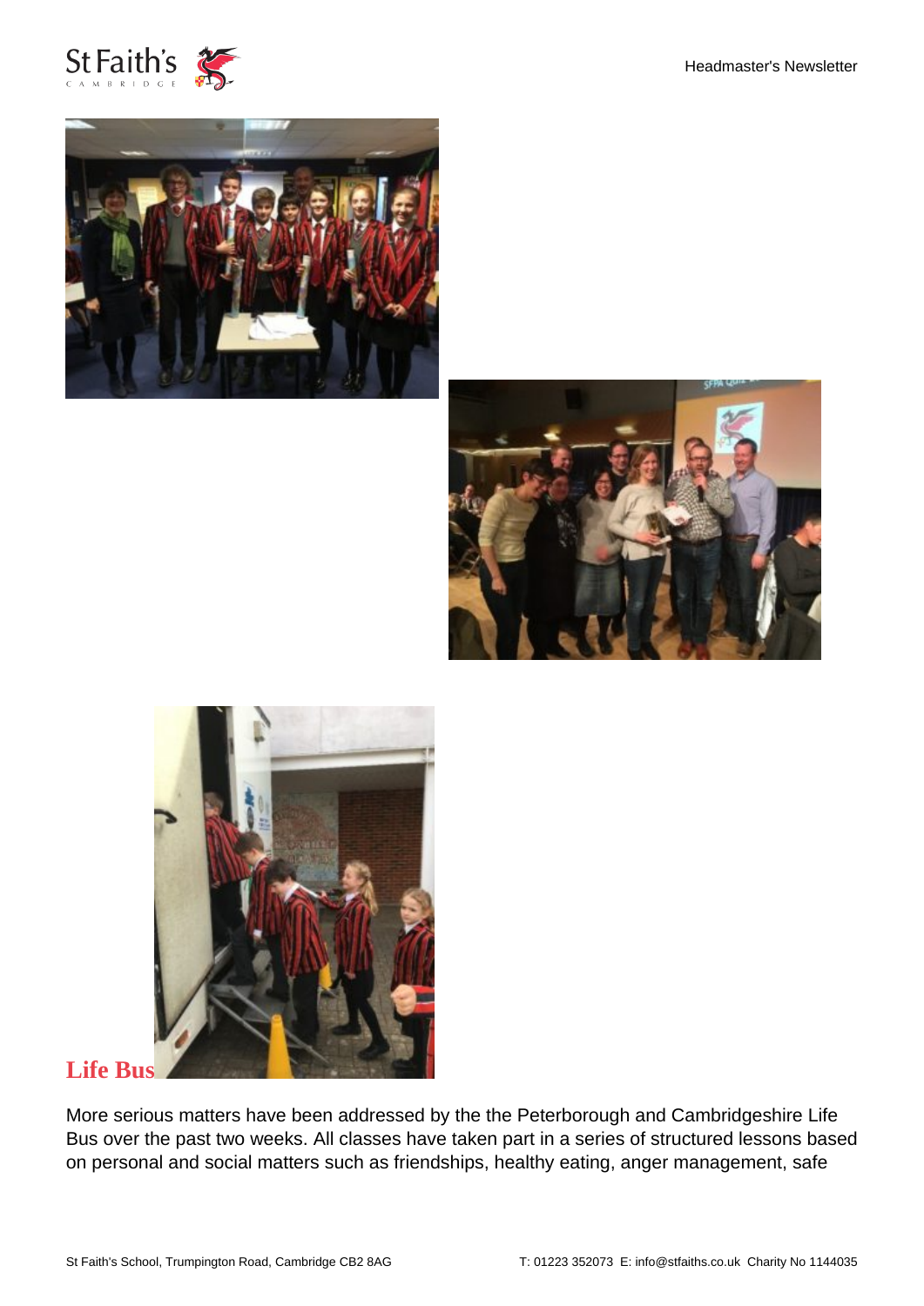## Life Bus

More serious matters have been addressed by the the Peterborough and Cambridgeshire Life Bus over the past two weeks. All classes have taken part in a series of structured lessons based on personal and social matters such as friendships, healthy eating, anger management, safe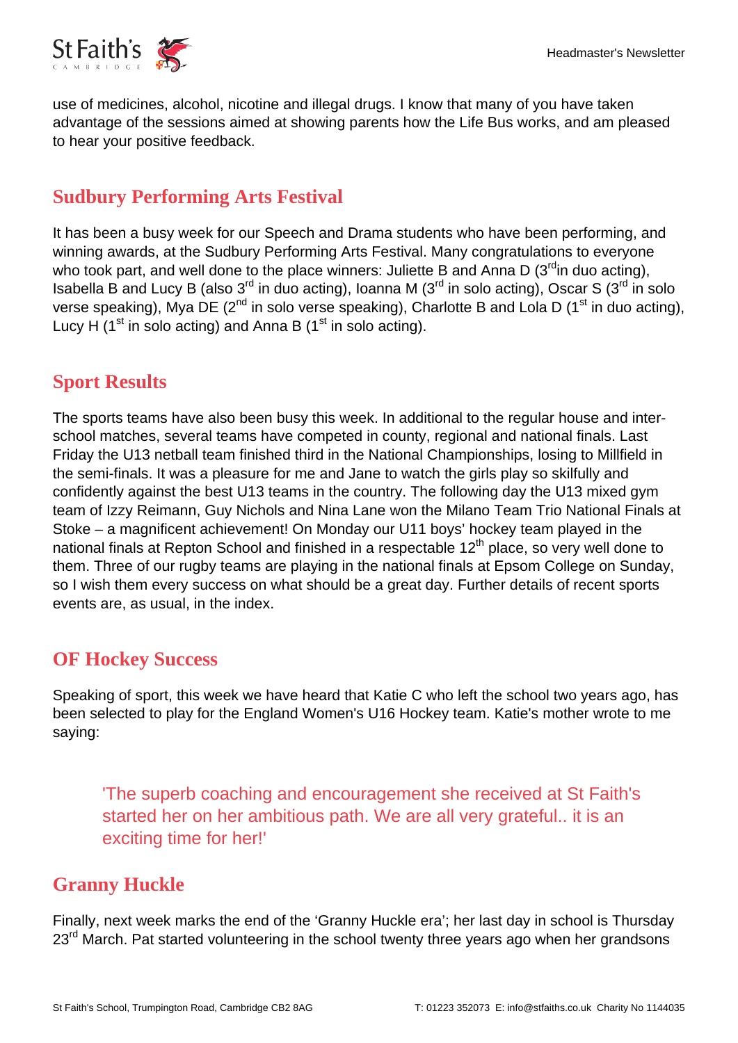use of medicines, alcohol, nicotine and illegal drugs. I know that many of you have taken advantage of the sessions aimed at showing parents how the Life Bus works, and am pleased to hear your positive feedback.

## Sudbury Performing Arts Festival

It has been a busy week for our Speech and Drama students who have been performing, and winning awards, at the Sudbury Performing Arts Festival. Many congratulations to everyone who took part, and well done to the place winners: Juliette B and Anna D (3rd in duo acting), Isabella B and Lucy B (also 3rd in duo acting), Ioanna M (3rd in solo acting), Oscar S (3rd in solo verse speaking), Mya DE (2nd in solo verse speaking), Charlotte B and Lola D (1st in duo acting), Lucy H (1st in solo acting) and Anna B (1st in solo acting).

## Sport Results

The sports teams have also been busy this week. In additional to the regular house and inter-school matches, several teams have competed in county, regional and national finals. Last Friday the U13 netball team finished third in the National Championships, losing to Millfield in the semi-finals. It was a pleasure for me and Jane to watch the girls play so skilfully and confidently against the best U13 teams in the country. The following day the U13 mixed gym team of Izzy Reimann, Guy Nichols and Nina Lane won the Milano Team Trio National Finals at Stoke – a magnificent achievement! On Monday our U11 boys' hockey team played in the national finals at Repton School and finished in a respectable 12th place, so very well done to them. Three of our rugby teams are playing in the national finals at Epsom College on Sunday, so I wish them every success on what should be a great day. Further details of recent sports events are, as usual, in the index.

## OF Hockey Success

Speaking of sport, this week we have heard that Katie C who left the school two years ago, has been selected to play for the England Women's U16 Hockey team. Katie's mother wrote to me saying:

> 'The superb coaching and encouragement she received at St Faith's started her on her ambitious path. We are all very grateful.. it is an exciting time for her!'

## Granny Huckle

Finally, next week marks the end of the 'Granny Huckle era'; her last day in school is Thursday 23rd March. Pat started volunteering in the school twenty three years ago when her grandsons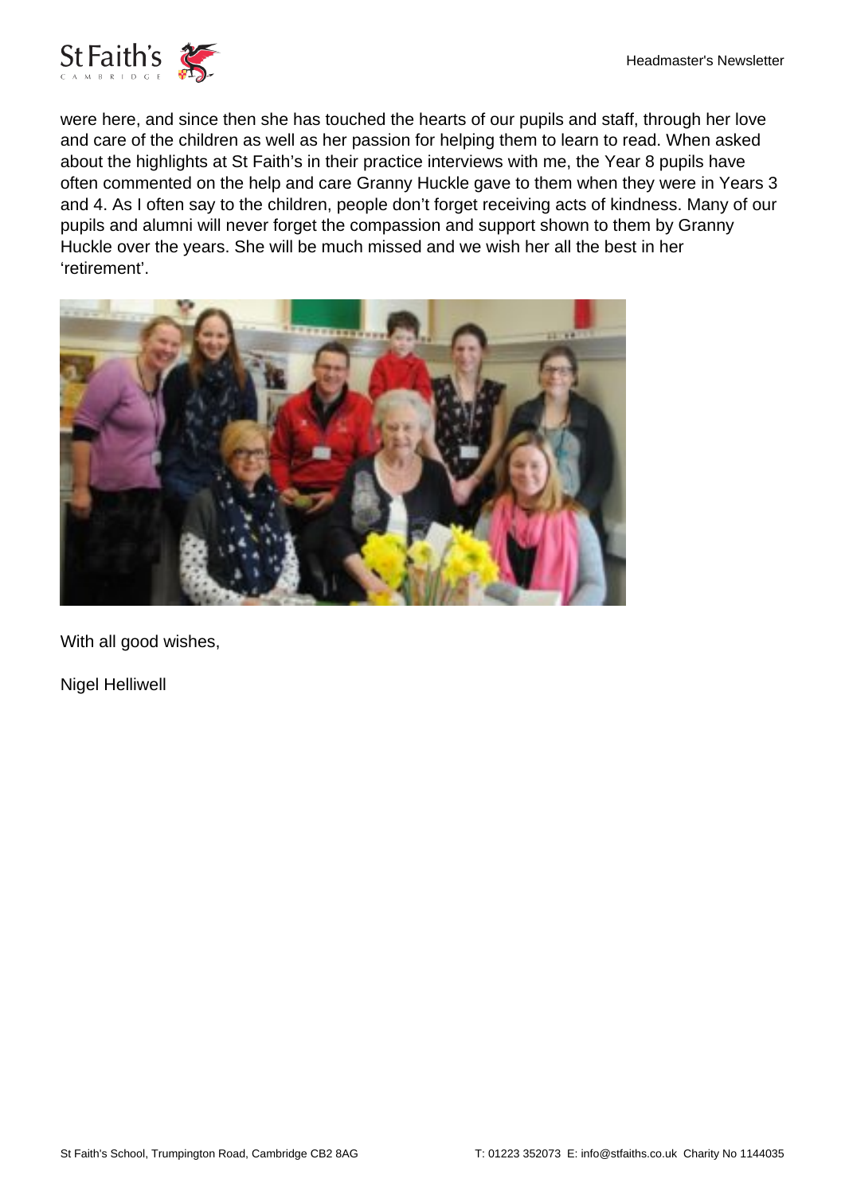were here, and since then she has touched the hearts of our pupils and staff, through her love and care of the children as well as her passion for helping them to learn to read. When asked about the highlights at St Faith's in their practice interviews with me, the Year 8 pupils have often commented on the help and care Granny Huckle gave to them when they were in Years 3 and 4. As I often say to the children, people don't forget receiving acts of kindness. Many of our pupils and alumni will never forget the compassion and support shown to them by Granny Huckle over the years. She will be much missed and we wish her all the best in her 'retirement'.

With all good wishes,

Nigel Helliwell